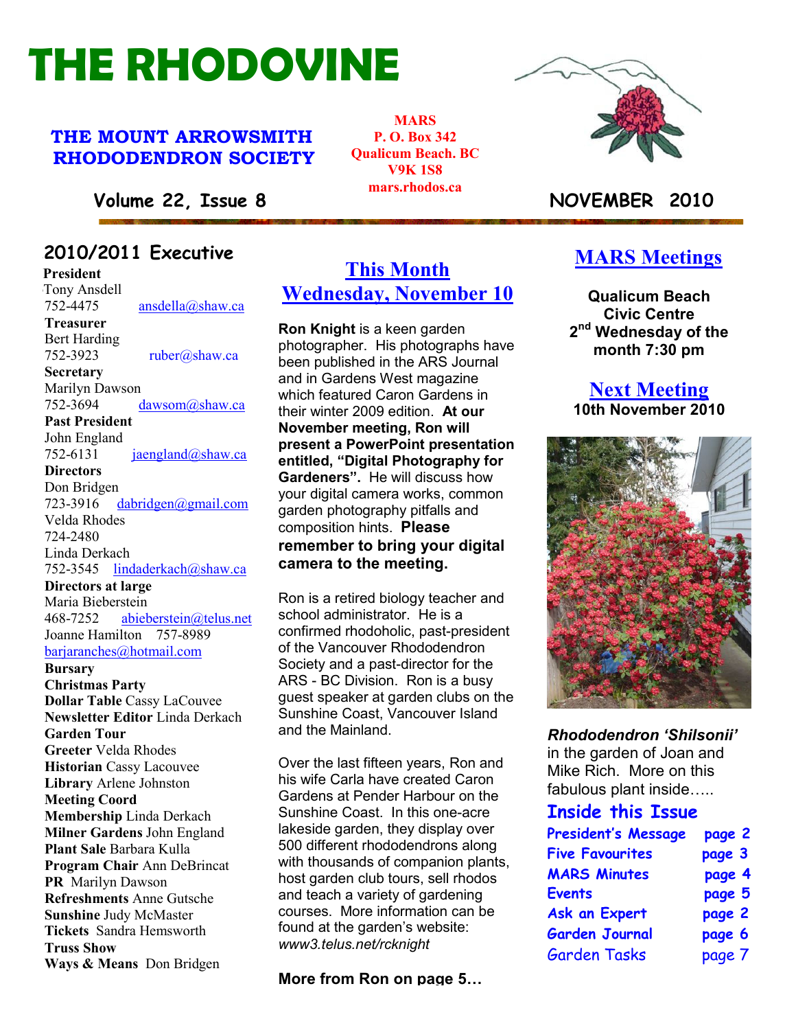// "No images were detected" — so no image_ref tags.
# THE RHODOVINE

**THE MOUNT ARROWSMITH RHODODENDRON SOCIETY**

**MARS**
**P. O. Box 342**
**Qualicum Beach. BC**
**V9K 1S8**
**mars.rhodos.ca**

**Volume 22, Issue 8** — **NOVEMBER 2010**

## 2010/2011 Executive

**President**
Tony Ansdell
752-4475 ansdella@shaw.ca

**Treasurer**
Bert Harding
752-3923 ruber@shaw.ca

**Secretary**
Marilyn Dawson
752-3694 dawsom@shaw.ca

**Past President**
John England
752-6131 jaengland@shaw.ca

**Directors**
Don Bridgen
723-3916 dabridgen@gmail.com
Velda Rhodes
724-2480
Linda Derkach
752-3545 lindaderkach@shaw.ca

**Directors at large**
Maria Bieberstein
468-7252 abieberstein@telus.net
Joanne Hamilton 757-8989
barjaranches@hotmail.com

**Bursary**
**Christmas Party**
**Dollar Table** Cassy LaCouvee
**Newsletter Editor** Linda Derkach
**Garden Tour**
**Greeter** Velda Rhodes
**Historian** Cassy Lacouvee
**Library** Arlene Johnston
**Meeting Coord**
**Membership** Linda Derkach
**Milner Gardens** John England
**Plant Sale** Barbara Kulla
**Program Chair** Ann DeBrincat
**PR** Marilyn Dawson
**Refreshments** Anne Gutsche
**Sunshine** Judy McMaster
**Tickets** Sandra Hemsworth
**Truss Show**
**Ways & Means** Don Bridgen

## This Month
## Wednesday, November 10

**Ron Knight** is a keen garden photographer. His photographs have been published in the ARS Journal and in Gardens West magazine which featured Caron Gardens in their winter 2009 edition. **At our November meeting, Ron will present a PowerPoint presentation entitled, "Digital Photography for Gardeners".** He will discuss how your digital camera works, common garden photography pitfalls and composition hints. **Please remember to bring your digital camera to the meeting.**

Ron is a retired biology teacher and school administrator. He is a confirmed rhodoholic, past-president of the Vancouver Rhododendron Society and a past-director for the ARS - BC Division. Ron is a busy guest speaker at garden clubs on the Sunshine Coast, Vancouver Island and the Mainland.

Over the last fifteen years, Ron and his wife Carla have created Caron Gardens at Pender Harbour on the Sunshine Coast. In this one-acre lakeside garden, they display over 500 different rhododendrons along with thousands of companion plants, host garden club tours, sell rhodos and teach a variety of gardening courses. More information can be found at the garden's website: *www3.telus.net/rcknight*

**More from Ron on page 5…**

## MARS Meetings

**Qualicum Beach Civic Centre**
**2nd Wednesday of the month 7:30 pm**

## Next Meeting

**10th November 2010**

***Rhododendron 'Shilsonii'*** in the garden of Joan and Mike Rich. More on this fabulous plant inside…..

## Inside this Issue

| | |
|---|---|
| President's Message | page 2 |
| Five Favourites | page 3 |
| MARS Minutes | page 4 |
| Events | page 5 |
| Ask an Expert | page 2 |
| Garden Journal | page 6 |
| Garden Tasks | page 7 |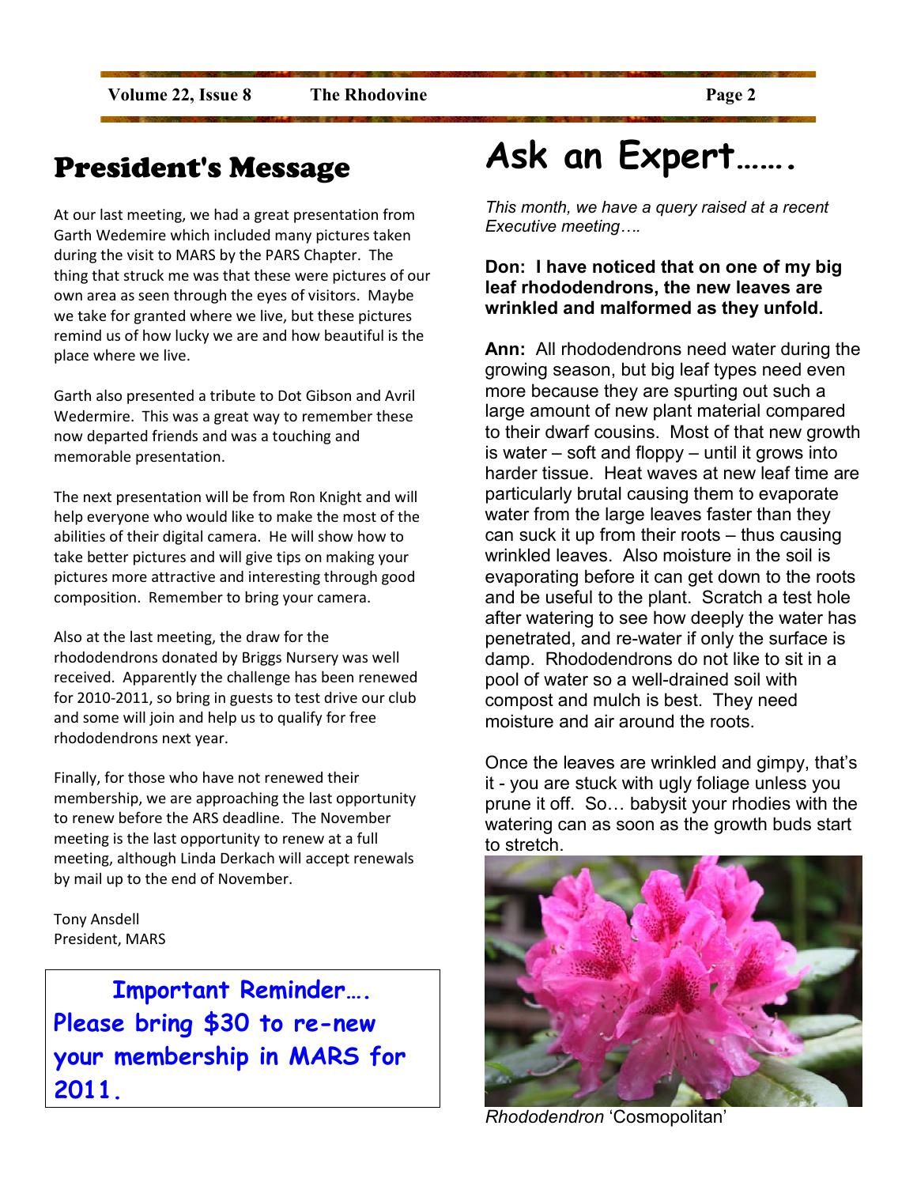# President's Message

At our last meeting, we had a great presentation from Garth Wedemire which included many pictures taken during the visit to MARS by the PARS Chapter. The thing that struck me was that these were pictures of our own area as seen through the eyes of visitors. Maybe we take for granted where we live, but these pictures remind us of how lucky we are and how beautiful is the place where we live.

Garth also presented a tribute to Dot Gibson and Avril Wedermire. This was a great way to remember these now departed friends and was a touching and memorable presentation.

The next presentation will be from Ron Knight and will help everyone who would like to make the most of the abilities of their digital camera. He will show how to take better pictures and will give tips on making your pictures more attractive and interesting through good composition. Remember to bring your camera.

Also at the last meeting, the draw for the rhododendrons donated by Briggs Nursery was well received. Apparently the challenge has been renewed for 2010-2011, so bring in guests to test drive our club and some will join and help us to qualify for free rhododendrons next year.

Finally, for those who have not renewed their membership, we are approaching the last opportunity to renew before the ARS deadline. The November meeting is the last opportunity to renew at a full meeting, although Linda Derkach will accept renewals by mail up to the end of November.

Tony Ansdell
President, MARS

**Important Reminder….**
**Please bring $30 to re-new your membership in MARS for 2011.**

# Ask an Expert…….

*This month, we have a query raised at a recent Executive meeting….*

**Don: I have noticed that on one of my big leaf rhododendrons, the new leaves are wrinkled and malformed as they unfold.**

**Ann:** All rhododendrons need water during the growing season, but big leaf types need even more because they are spurting out such a large amount of new plant material compared to their dwarf cousins. Most of that new growth is water – soft and floppy – until it grows into harder tissue. Heat waves at new leaf time are particularly brutal causing them to evaporate water from the large leaves faster than they can suck it up from their roots – thus causing wrinkled leaves. Also moisture in the soil is evaporating before it can get down to the roots and be useful to the plant. Scratch a test hole after watering to see how deeply the water has penetrated, and re-water if only the surface is damp. Rhododendrons do not like to sit in a pool of water so a well-drained soil with compost and mulch is best. They need moisture and air around the roots.

Once the leaves are wrinkled and gimpy, that's it - you are stuck with ugly foliage unless you prune it off. So… babysit your rhodies with the watering can as soon as the growth buds start to stretch.

*Rhododendron* 'Cosmopolitan'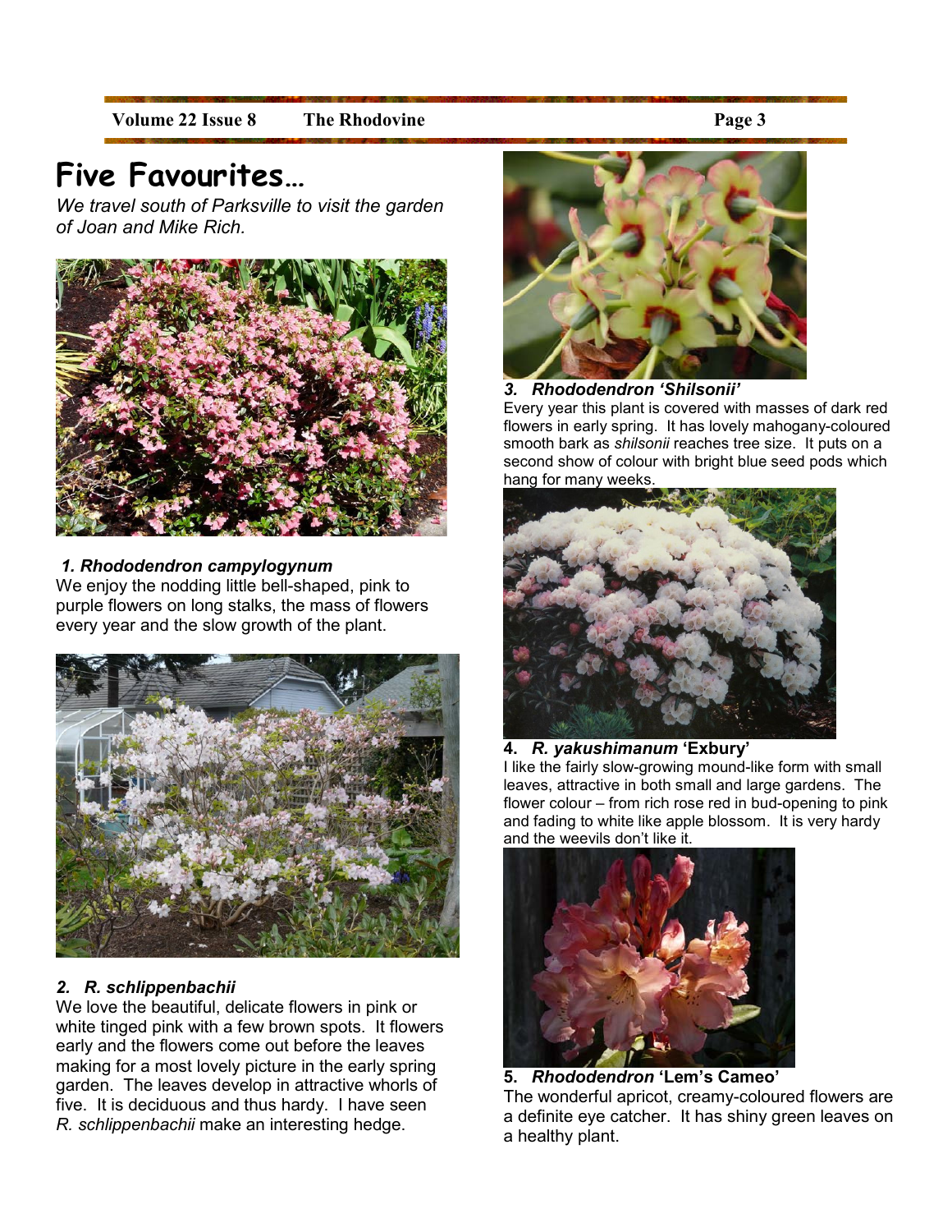# Five Favourites…

*We travel south of Parksville to visit the garden of Joan and Mike Rich.*

***1. Rhododendron campylogynum***

We enjoy the nodding little bell-shaped, pink to purple flowers on long stalks, the mass of flowers every year and the slow growth of the plant.

***2. R. schlippenbachii***

We love the beautiful, delicate flowers in pink or white tinged pink with a few brown spots. It flowers early and the flowers come out before the leaves making for a most lovely picture in the early spring garden. The leaves develop in attractive whorls of five. It is deciduous and thus hardy. I have seen *R. schlippenbachii* make an interesting hedge.

***3. Rhododendron 'Shilsonii'***

Every year this plant is covered with masses of dark red flowers in early spring. It has lovely mahogany-coloured smooth bark as *shilsonii* reaches tree size. It puts on a second show of colour with bright blue seed pods which hang for many weeks.

**4. *R. yakushimanum* 'Exbury'**

I like the fairly slow-growing mound-like form with small leaves, attractive in both small and large gardens. The flower colour – from rich rose red in bud-opening to pink and fading to white like apple blossom. It is very hardy and the weevils don't like it.

**5. *Rhododendron* 'Lem's Cameo'**

The wonderful apricot, creamy-coloured flowers are a definite eye catcher. It has shiny green leaves on a healthy plant.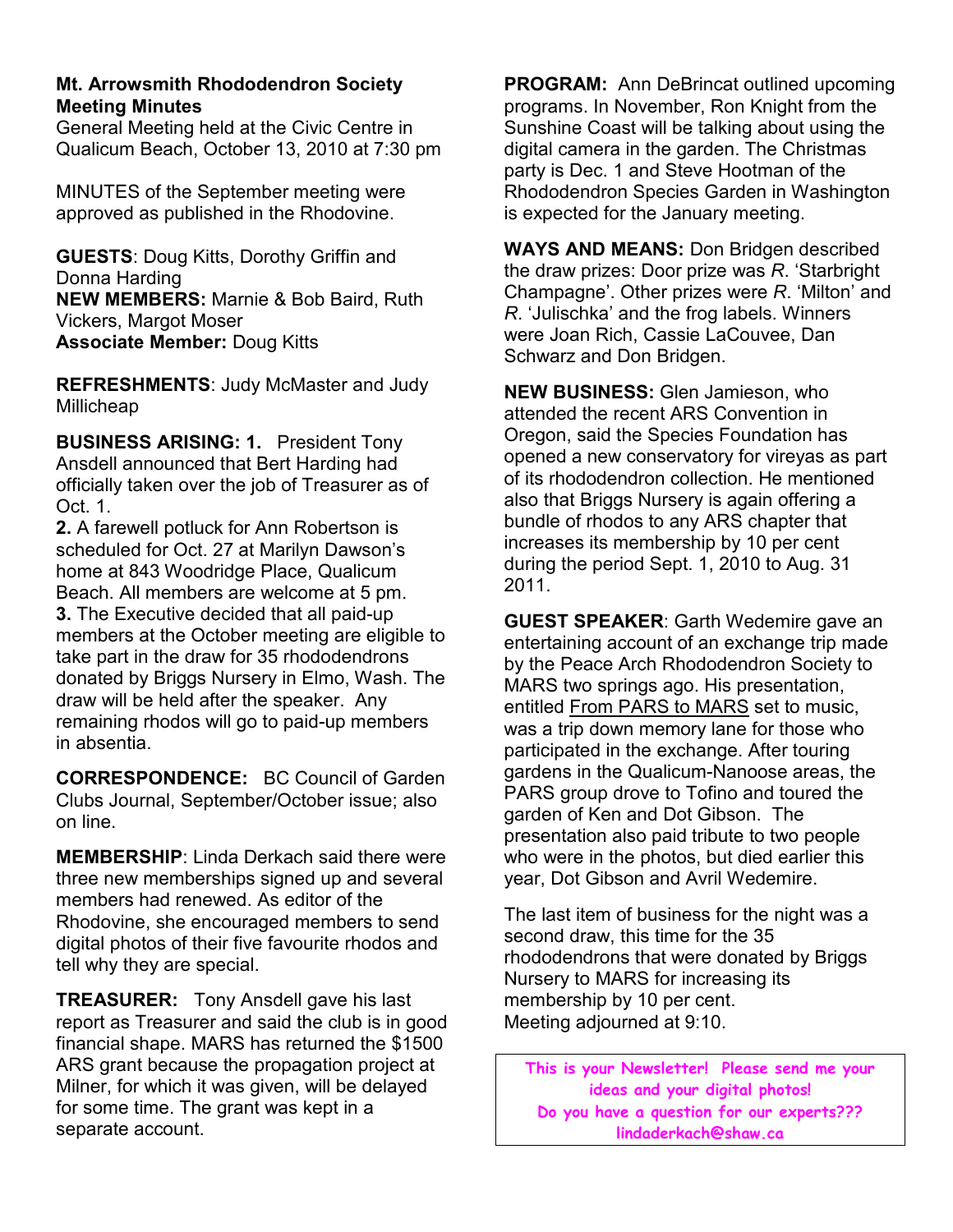**Mt. Arrowsmith Rhododendron Society Meeting Minutes**

General Meeting held at the Civic Centre in Qualicum Beach, October 13, 2010 at 7:30 pm

MINUTES of the September meeting were approved as published in the Rhodovine.

**GUESTS**: Doug Kitts, Dorothy Griffin and Donna Harding
**NEW MEMBERS:** Marnie & Bob Baird, Ruth Vickers, Margot Moser
**Associate Member:** Doug Kitts

**REFRESHMENTS**: Judy McMaster and Judy Millicheap

**BUSINESS ARISING: 1.** President Tony Ansdell announced that Bert Harding had officially taken over the job of Treasurer as of Oct. 1.
**2.** A farewell potluck for Ann Robertson is scheduled for Oct. 27 at Marilyn Dawson's home at 843 Woodridge Place, Qualicum Beach. All members are welcome at 5 pm.
**3.** The Executive decided that all paid-up members at the October meeting are eligible to take part in the draw for 35 rhododendrons donated by Briggs Nursery in Elmo, Wash. The draw will be held after the speaker. Any remaining rhodos will go to paid-up members in absentia.

**CORRESPONDENCE:** BC Council of Garden Clubs Journal, September/October issue; also on line.

**MEMBERSHIP**: Linda Derkach said there were three new memberships signed up and several members had renewed. As editor of the Rhodovine, she encouraged members to send digital photos of their five favourite rhodos and tell why they are special.

**TREASURER:** Tony Ansdell gave his last report as Treasurer and said the club is in good financial shape. MARS has returned the $1500 ARS grant because the propagation project at Milner, for which it was given, will be delayed for some time. The grant was kept in a separate account.

**PROGRAM:** Ann DeBrincat outlined upcoming programs. In November, Ron Knight from the Sunshine Coast will be talking about using the digital camera in the garden. The Christmas party is Dec. 1 and Steve Hootman of the Rhododendron Species Garden in Washington is expected for the January meeting.

**WAYS AND MEANS:** Don Bridgen described the draw prizes: Door prize was *R*. 'Starbright Champagne'. Other prizes were *R*. 'Milton' and *R*. 'Julischka' and the frog labels. Winners were Joan Rich, Cassie LaCouvee, Dan Schwarz and Don Bridgen.

**NEW BUSINESS:** Glen Jamieson, who attended the recent ARS Convention in Oregon, said the Species Foundation has opened a new conservatory for vireyas as part of its rhododendron collection. He mentioned also that Briggs Nursery is again offering a bundle of rhodos to any ARS chapter that increases its membership by 10 per cent during the period Sept. 1, 2010 to Aug. 31 2011.

**GUEST SPEAKER**: Garth Wedemire gave an entertaining account of an exchange trip made by the Peace Arch Rhododendron Society to MARS two springs ago. His presentation, entitled From PARS to MARS set to music, was a trip down memory lane for those who participated in the exchange. After touring gardens in the Qualicum-Nanoose areas, the PARS group drove to Tofino and toured the garden of Ken and Dot Gibson. The presentation also paid tribute to two people who were in the photos, but died earlier this year, Dot Gibson and Avril Wedemire.

The last item of business for the night was a second draw, this time for the 35 rhododendrons that were donated by Briggs Nursery to MARS for increasing its membership by 10 per cent.
Meeting adjourned at 9:10.

**This is your Newsletter! Please send me your ideas and your digital photos!**
**Do you have a question for our experts???**
**lindaderkach@shaw.ca**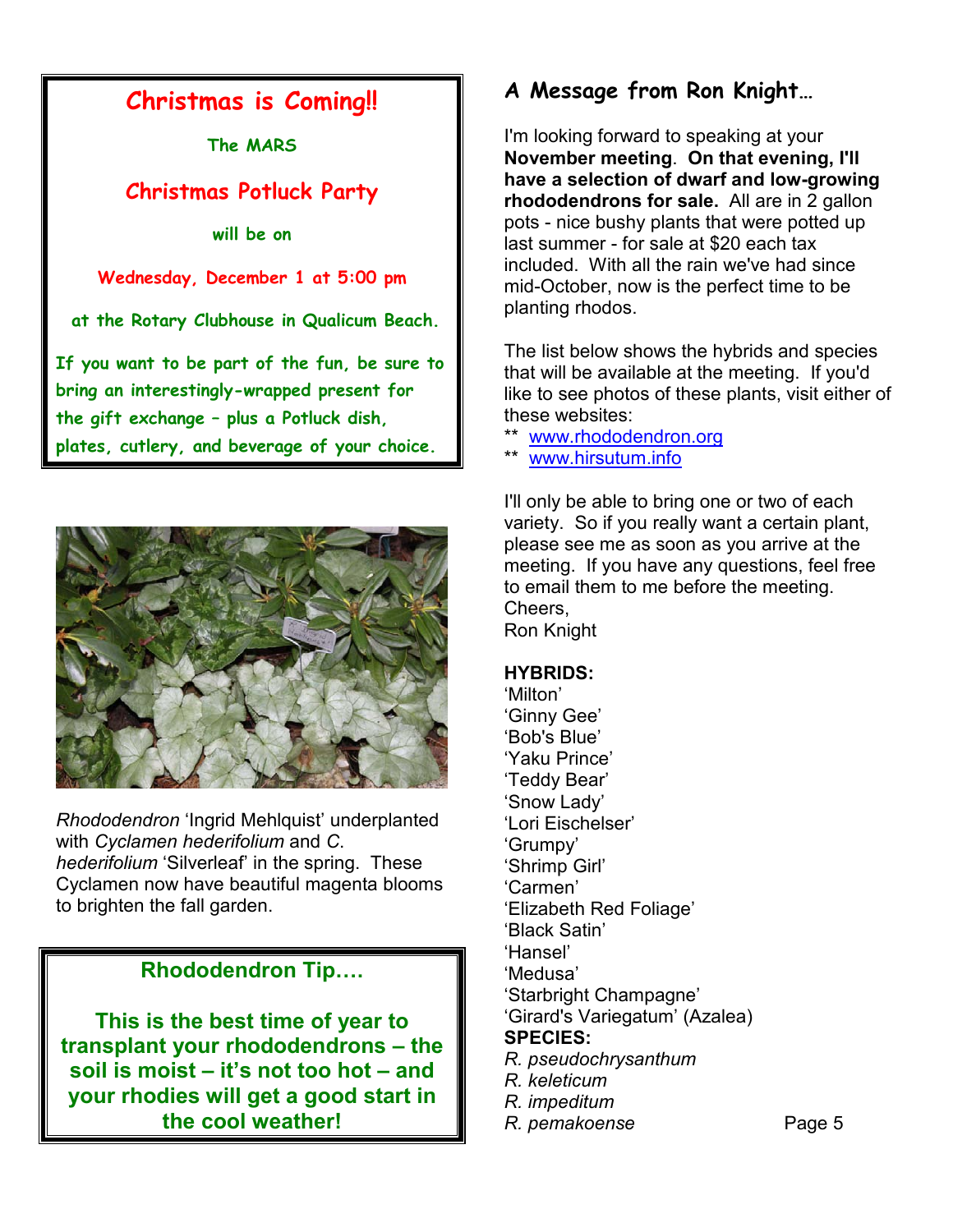## Christmas is Coming!!

**The MARS**

**Christmas Potluck Party**

**will be on**

**Wednesday, December 1 at 5:00 pm**

**at the Rotary Clubhouse in Qualicum Beach.**

**If you want to be part of the fun, be sure to bring an interestingly-wrapped present for the gift exchange – plus a Potluck dish, plates, cutlery, and beverage of your choice.**

*Rhododendron* 'Ingrid Mehlquist' underplanted with *Cyclamen hederifolium* and *C. hederifolium* 'Silverleaf' in the spring. These Cyclamen now have beautiful magenta blooms to brighten the fall garden.

**Rhododendron Tip….**

**This is the best time of year to transplant your rhododendrons – the soil is moist – it's not too hot – and your rhodies will get a good start in the cool weather!**

## A Message from Ron Knight…

I'm looking forward to speaking at your **November meeting**. **On that evening, I'll have a selection of dwarf and low-growing rhododendrons for sale.** All are in 2 gallon pots - nice bushy plants that were potted up last summer - for sale at $20 each tax included. With all the rain we've had since mid-October, now is the perfect time to be planting rhodos.

The list below shows the hybrids and species that will be available at the meeting. If you'd like to see photos of these plants, visit either of these websites:

** www.rhododendron.org
** www.hirsutum.info

I'll only be able to bring one or two of each variety. So if you really want a certain plant, please see me as soon as you arrive at the meeting. If you have any questions, feel free to email them to me before the meeting.
Cheers,
Ron Knight

**HYBRIDS:**
'Milton'
'Ginny Gee'
'Bob's Blue'
'Yaku Prince'
'Teddy Bear'
'Snow Lady'
'Lori Eischelser'
'Grumpy'
'Shrimp Girl'
'Carmen'
'Elizabeth Red Foliage'
'Black Satin'
'Hansel'
'Medusa'
'Starbright Champagne'
'Girard's Variegatum' (Azalea)
**SPECIES:**
*R. pseudochrysanthum*
*R. keleticum*
*R. impeditum*
*R. pemakoense*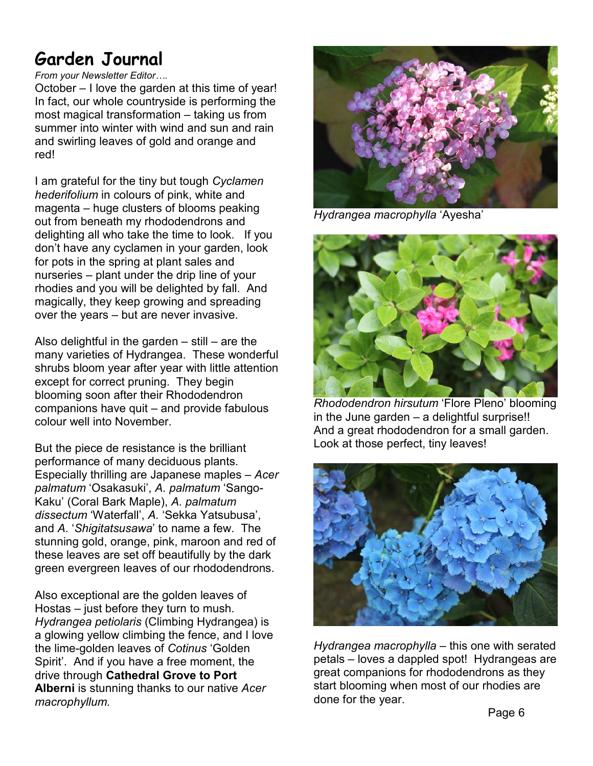# Garden Journal

*From your Newsletter Editor….*

October – I love the garden at this time of year! In fact, our whole countryside is performing the most magical transformation – taking us from summer into winter with wind and sun and rain and swirling leaves of gold and orange and red!

I am grateful for the tiny but tough *Cyclamen hederifolium* in colours of pink, white and magenta – huge clusters of blooms peaking out from beneath my rhododendrons and delighting all who take the time to look. If you don't have any cyclamen in your garden, look for pots in the spring at plant sales and nurseries – plant under the drip line of your rhodies and you will be delighted by fall. And magically, they keep growing and spreading over the years – but are never invasive.

Also delightful in the garden – still – are the many varieties of Hydrangea. These wonderful shrubs bloom year after year with little attention except for correct pruning. They begin blooming soon after their Rhododendron companions have quit – and provide fabulous colour well into November.

But the piece de resistance is the brilliant performance of many deciduous plants. Especially thrilling are Japanese maples – *Acer palmatum* 'Osakasuki', *A. palmatum* 'Sango-Kaku' (Coral Bark Maple), *A. palmatum dissectum* 'Waterfall', *A.* 'Sekka Yatsubusa', and *A.* '*Shigitatsusawa*' to name a few. The stunning gold, orange, pink, maroon and red of these leaves are set off beautifully by the dark green evergreen leaves of our rhododendrons.

Also exceptional are the golden leaves of Hostas – just before they turn to mush. *Hydrangea petiolaris* (Climbing Hydrangea) is a glowing yellow climbing the fence, and I love the lime-golden leaves of *Cotinus* 'Golden Spirit'. And if you have a free moment, the drive through **Cathedral Grove to Port Alberni** is stunning thanks to our native *Acer macrophyllum.*

*Hydrangea macrophylla* 'Ayesha'

*Rhododendron hirsutum* 'Flore Pleno' blooming in the June garden – a delightful surprise!! And a great rhododendron for a small garden. Look at those perfect, tiny leaves!

*Hydrangea macrophylla* – this one with serated petals – loves a dappled spot! Hydrangeas are great companions for rhododendrons as they start blooming when most of our rhodies are done for the year.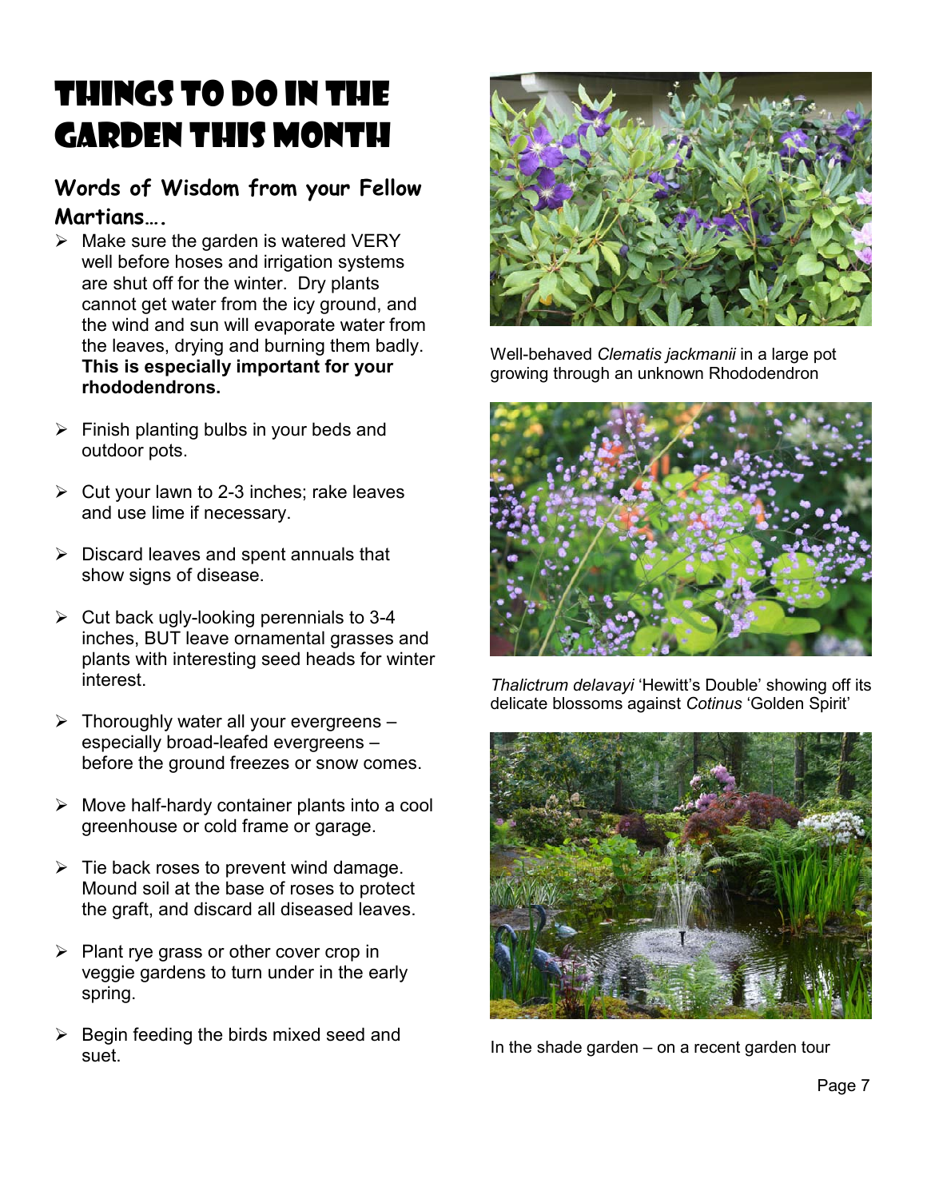# Things to do in the Garden this Month

## Words of Wisdom from your Fellow Martians….

- Make sure the garden is watered VERY well before hoses and irrigation systems are shut off for the winter. Dry plants cannot get water from the icy ground, and the wind and sun will evaporate water from the leaves, drying and burning them badly. **This is especially important for your rhododendrons.**
- Finish planting bulbs in your beds and outdoor pots.
- Cut your lawn to 2-3 inches; rake leaves and use lime if necessary.
- Discard leaves and spent annuals that show signs of disease.
- Cut back ugly-looking perennials to 3-4 inches, BUT leave ornamental grasses and plants with interesting seed heads for winter interest.
- Thoroughly water all your evergreens – especially broad-leafed evergreens – before the ground freezes or snow comes.
- Move half-hardy container plants into a cool greenhouse or cold frame or garage.
- Tie back roses to prevent wind damage. Mound soil at the base of roses to protect the graft, and discard all diseased leaves.
- Plant rye grass or other cover crop in veggie gardens to turn under in the early spring.
- Begin feeding the birds mixed seed and suet.

Well-behaved *Clematis jackmanii* in a large pot growing through an unknown Rhododendron

*Thalictrum delavayi* 'Hewitt's Double' showing off its delicate blossoms against *Cotinus* 'Golden Spirit'

In the shade garden – on a recent garden tour